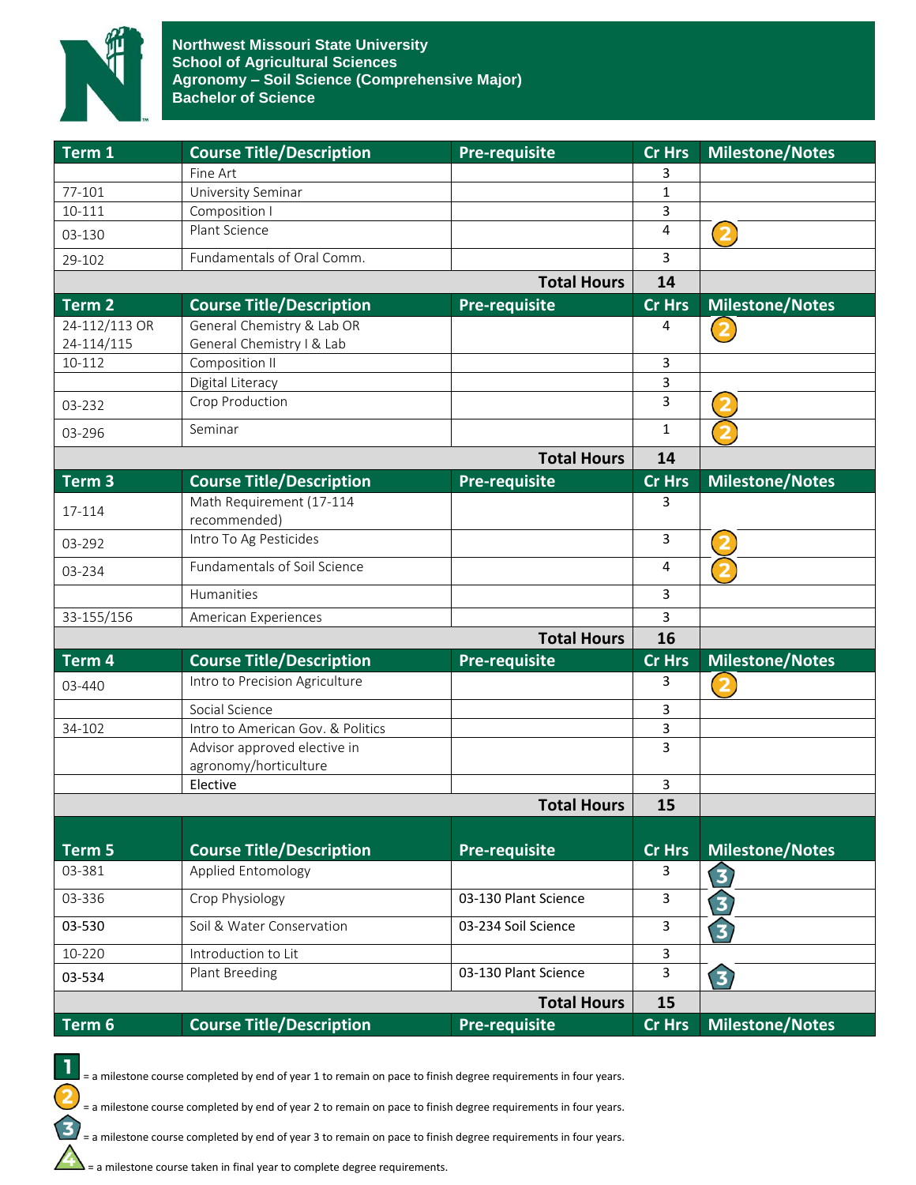# Northwest Missouri State University
## School of Agricultural Sciences
## Agronomy – Soil Science (Comprehensive Major)
## Bachelor of Science

| Term 1 | Course Title/Description | Pre-requisite | Cr Hrs | Milestone/Notes |
|---|---|---|---|---|
| | Fine Art | | 3 | |
| 77-101 | University Seminar | | 1 | |
| 10-111 | Composition I | | 3 | |
| 03-130 | Plant Science | | 4 | 2 |
| 29-102 | Fundamentals of Oral Comm. | | 3 | |
| | | **Total Hours** | **14** | |

| Term 2 | Course Title/Description | Pre-requisite | Cr Hrs | Milestone/Notes |
|---|---|---|---|---|
| 24-112/113 OR 24-114/115 | General Chemistry & Lab OR General Chemistry I & Lab | | 4 | 2 |
| 10-112 | Composition II | | 3 | |
| | Digital Literacy | | 3 | |
| 03-232 | Crop Production | | 3 | 2 |
| 03-296 | Seminar | | 1 | 2 |
| | | **Total Hours** | **14** | |

| Term 3 | Course Title/Description | Pre-requisite | Cr Hrs | Milestone/Notes |
|---|---|---|---|---|
| 17-114 | Math Requirement (17-114 recommended) | | 3 | |
| 03-292 | Intro To Ag Pesticides | | 3 | 2 |
| 03-234 | Fundamentals of Soil Science | | 4 | 2 |
| | Humanities | | 3 | |
| 33-155/156 | American Experiences | | 3 | |
| | | **Total Hours** | **16** | |

| Term 4 | Course Title/Description | Pre-requisite | Cr Hrs | Milestone/Notes |
|---|---|---|---|---|
| 03-440 | Intro to Precision Agriculture | | 3 | 2 |
| | Social Science | | 3 | |
| 34-102 | Intro to American Gov. & Politics | | 3 | |
| | Advisor approved elective in agronomy/horticulture | | 3 | |
| | Elective | | 3 | |
| | | **Total Hours** | **15** | |

| Term 5 | Course Title/Description | Pre-requisite | Cr Hrs | Milestone/Notes |
|---|---|---|---|---|
| 03-381 | Applied Entomology | | 3 | 3 |
| 03-336 | Crop Physiology | 03-130 Plant Science | 3 | 3 |
| 03-530 | Soil & Water Conservation | 03-234 Soil Science | 3 | 3 |
| 10-220 | Introduction to Lit | | 3 | |
| 03-534 | Plant Breeding | 03-130 Plant Science | 3 | 3 |
| | | **Total Hours** | **15** | |

| Term 6 | Course Title/Description | Pre-requisite | Cr Hrs | Milestone/Notes |
|---|---|---|---|---|

1 = a milestone course completed by end of year 1 to remain on pace to finish degree requirements in four years.

2 = a milestone course completed by end of year 2 to remain on pace to finish degree requirements in four years.

3 = a milestone course completed by end of year 3 to remain on pace to finish degree requirements in four years.

4 = a milestone course taken in final year to complete degree requirements.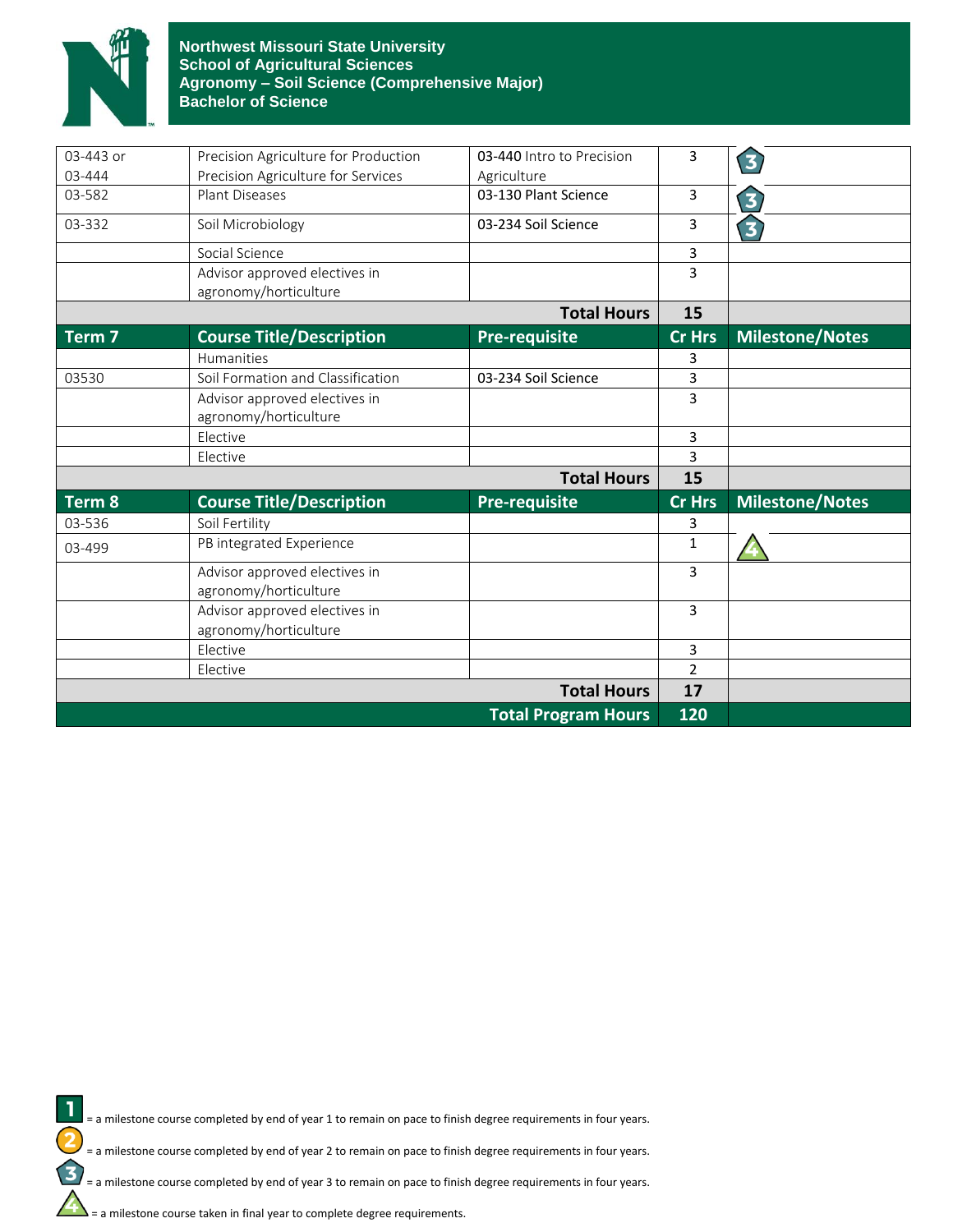**Northwest Missouri State University**
**School of Agricultural Sciences**
**Agronomy – Soil Science (Comprehensive Major)**
**Bachelor of Science**

| | | | | |
|---|---|---|---|---|
| 03-443 or 03-444 | Precision Agriculture for Production Precision Agriculture for Services | 03-440 Intro to Precision Agriculture | 3 | 3 |
| 03-582 | Plant Diseases | 03-130 Plant Science | 3 | 3 |
| 03-332 | Soil Microbiology | 03-234 Soil Science | 3 | 3 |
| | Social Science | | 3 | |
| | Advisor approved electives in agronomy/horticulture | | 3 | |
| | | **Total Hours** | **15** | |
| **Term 7** | **Course Title/Description** | **Pre-requisite** | **Cr Hrs** | **Milestone/Notes** |
| | Humanities | | 3 | |
| 03530 | Soil Formation and Classification | 03-234 Soil Science | 3 | |
| | Advisor approved electives in agronomy/horticulture | | 3 | |
| | Elective | | 3 | |
| | Elective | | 3 | |
| | | **Total Hours** | **15** | |
| **Term 8** | **Course Title/Description** | **Pre-requisite** | **Cr Hrs** | **Milestone/Notes** |
| 03-536 | Soil Fertility | | 3 | |
| 03-499 | PB integrated Experience | | 1 | 4 |
| | Advisor approved electives in agronomy/horticulture | | 3 | |
| | Advisor approved electives in agronomy/horticulture | | 3 | |
| | Elective | | 3 | |
| | Elective | | 2 | |
| | | **Total Hours** | **17** | |
| | | **Total Program Hours** | **120** | |

1 = a milestone course completed by end of year 1 to remain on pace to finish degree requirements in four years.

2 = a milestone course completed by end of year 2 to remain on pace to finish degree requirements in four years.

3 = a milestone course completed by end of year 3 to remain on pace to finish degree requirements in four years.

4 = a milestone course taken in final year to complete degree requirements.